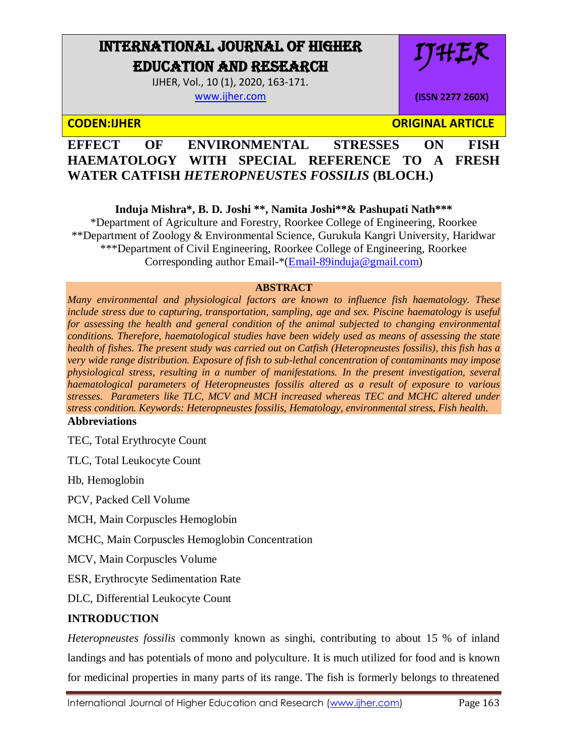# EFFECT OF ENVIRONMENTAL STRESSES ON FISH HAEMATOLOGY WITH SPECIAL REFERENCE TO A FRESH WATER CATFISH *HETEROPNEUSTES FOSSILIS* (BLOCH.)

**Induja Mishra\*, B. D. Joshi \*\*, Namita Joshi\*\*& Pashupati Nath\*\*\***

\*Department of Agriculture and Forestry, Roorkee College of Engineering, Roorkee

\*\*Department of Zoology & Environmental Science, Gurukula Kangri University, Haridwar

\*\*\*Department of Civil Engineering, Roorkee College of Engineering, Roorkee

Corresponding author Email-\*(Email-89induja@gmail.com)

**ABSTRACT**

*Many environmental and physiological factors are known to influence fish haematology. These include stress due to capturing, transportation, sampling, age and sex. Piscine haematology is useful for assessing the health and general condition of the animal subjected to changing environmental conditions. Therefore, haematological studies have been widely used as means of assessing the state health of fishes. The present study was carried out on Catfish (Heteropneustes fossilis), this fish has a very wide range distribution. Exposure of fish to sub-lethal concentration of contaminants may impose physiological stress, resulting in a number of manifestations. In the present investigation, several haematological parameters of Heteropneustes fossilis altered as a result of exposure to various stresses. Parameters like TLC, MCV and MCH increased whereas TEC and MCHC altered under stress condition. Keywords: Heteropneustes fossilis, Hematology, environmental stress, Fish health.*

**Abbreviations**

TEC, Total Erythrocyte Count

TLC, Total Leukocyte Count

Hb, Hemoglobin

PCV, Packed Cell Volume

MCH, Main Corpuscles Hemoglobin

MCHC, Main Corpuscles Hemoglobin Concentration

MCV, Main Corpuscles Volume

ESR, Erythrocyte Sedimentation Rate

DLC, Differential Leukocyte Count

## INTRODUCTION

*Heteropneustes fossilis* commonly known as singhi, contributing to about 15 % of inland landings and has potentials of mono and polyculture. It is much utilized for food and is known for medicinal properties in many parts of its range. The fish is formerly belongs to threatened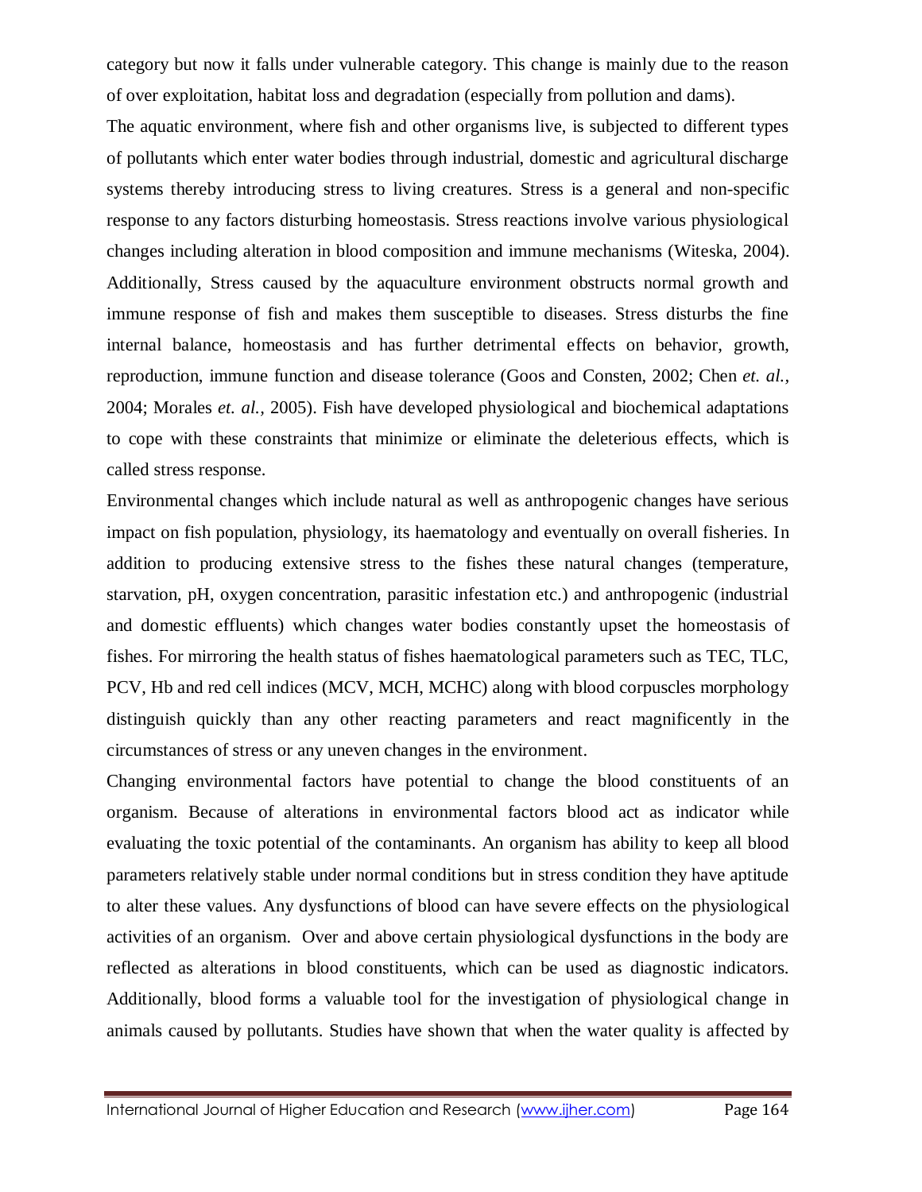category but now it falls under vulnerable category. This change is mainly due to the reason of over exploitation, habitat loss and degradation (especially from pollution and dams).

The aquatic environment, where fish and other organisms live, is subjected to different types of pollutants which enter water bodies through industrial, domestic and agricultural discharge systems thereby introducing stress to living creatures. Stress is a general and non-specific response to any factors disturbing homeostasis. Stress reactions involve various physiological changes including alteration in blood composition and immune mechanisms (Witeska, 2004). Additionally, Stress caused by the aquaculture environment obstructs normal growth and immune response of fish and makes them susceptible to diseases. Stress disturbs the fine internal balance, homeostasis and has further detrimental effects on behavior, growth, reproduction, immune function and disease tolerance (Goos and Consten, 2002; Chen *et. al.*, 2004; Morales *et. al.*, 2005). Fish have developed physiological and biochemical adaptations to cope with these constraints that minimize or eliminate the deleterious effects, which is called stress response.

Environmental changes which include natural as well as anthropogenic changes have serious impact on fish population, physiology, its haematology and eventually on overall fisheries. In addition to producing extensive stress to the fishes these natural changes (temperature, starvation, pH, oxygen concentration, parasitic infestation etc.) and anthropogenic (industrial and domestic effluents) which changes water bodies constantly upset the homeostasis of fishes. For mirroring the health status of fishes haematological parameters such as TEC, TLC, PCV, Hb and red cell indices (MCV, MCH, MCHC) along with blood corpuscles morphology distinguish quickly than any other reacting parameters and react magnificently in the circumstances of stress or any uneven changes in the environment.

Changing environmental factors have potential to change the blood constituents of an organism. Because of alterations in environmental factors blood act as indicator while evaluating the toxic potential of the contaminants. An organism has ability to keep all blood parameters relatively stable under normal conditions but in stress condition they have aptitude to alter these values. Any dysfunctions of blood can have severe effects on the physiological activities of an organism. Over and above certain physiological dysfunctions in the body are reflected as alterations in blood constituents, which can be used as diagnostic indicators. Additionally, blood forms a valuable tool for the investigation of physiological change in animals caused by pollutants. Studies have shown that when the water quality is affected by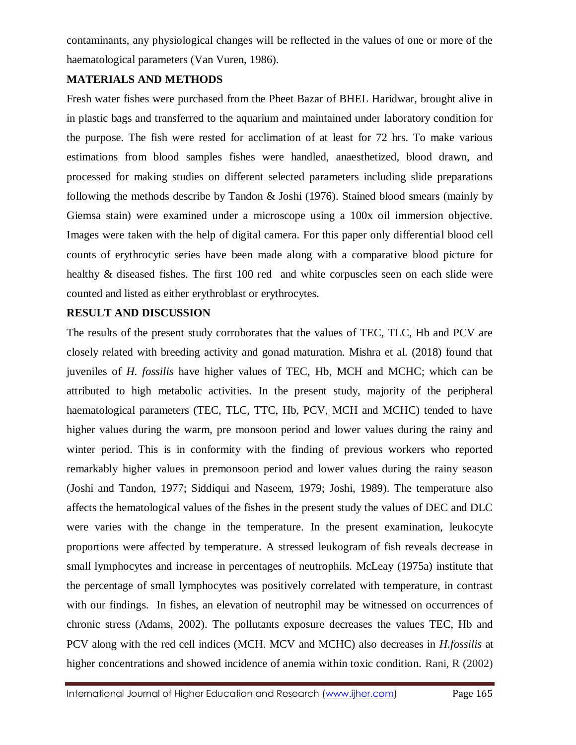contaminants, any physiological changes will be reflected in the values of one or more of the haematological parameters (Van Vuren, 1986).

## MATERIALS AND METHODS

Fresh water fishes were purchased from the Pheet Bazar of BHEL Haridwar, brought alive in in plastic bags and transferred to the aquarium and maintained under laboratory condition for the purpose. The fish were rested for acclimation of at least for 72 hrs. To make various estimations from blood samples fishes were handled, anaesthetized, blood drawn, and processed for making studies on different selected parameters including slide preparations following the methods describe by Tandon & Joshi (1976). Stained blood smears (mainly by Giemsa stain) were examined under a microscope using a 100x oil immersion objective. Images were taken with the help of digital camera. For this paper only differential blood cell counts of erythrocytic series have been made along with a comparative blood picture for healthy & diseased fishes. The first 100 red and white corpuscles seen on each slide were counted and listed as either erythroblast or erythrocytes.

## RESULT AND DISCUSSION

The results of the present study corroborates that the values of TEC, TLC, Hb and PCV are closely related with breeding activity and gonad maturation. Mishra et al. (2018) found that juveniles of *H. fossilis* have higher values of TEC, Hb, MCH and MCHC; which can be attributed to high metabolic activities. In the present study, majority of the peripheral haematological parameters (TEC, TLC, TTC, Hb, PCV, MCH and MCHC) tended to have higher values during the warm, pre monsoon period and lower values during the rainy and winter period. This is in conformity with the finding of previous workers who reported remarkably higher values in premonsoon period and lower values during the rainy season (Joshi and Tandon, 1977; Siddiqui and Naseem, 1979; Joshi, 1989). The temperature also affects the hematological values of the fishes in the present study the values of DEC and DLC were varies with the change in the temperature. In the present examination, leukocyte proportions were affected by temperature. A stressed leukogram of fish reveals decrease in small lymphocytes and increase in percentages of neutrophils. McLeay (1975a) institute that the percentage of small lymphocytes was positively correlated with temperature, in contrast with our findings. In fishes, an elevation of neutrophil may be witnessed on occurrences of chronic stress (Adams, 2002). The pollutants exposure decreases the values TEC, Hb and PCV along with the red cell indices (MCH. MCV and MCHC) also decreases in *H.fossilis* at higher concentrations and showed incidence of anemia within toxic condition. Rani, R (2002)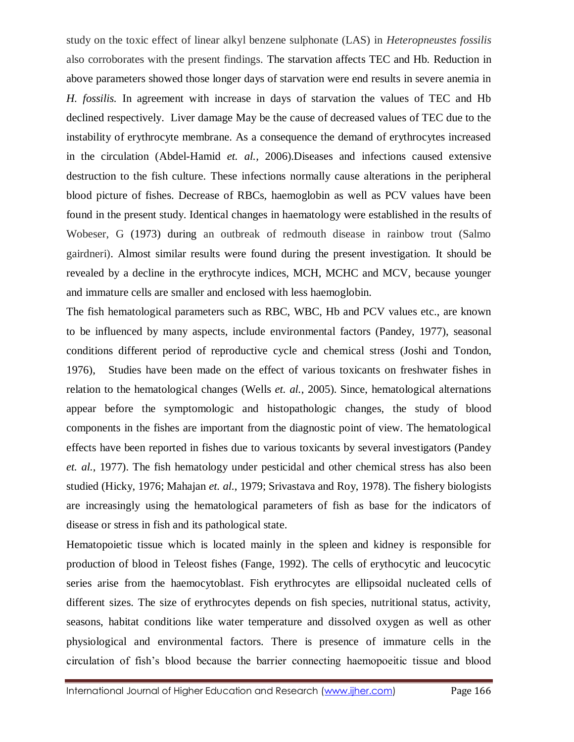study on the toxic effect of linear alkyl benzene sulphonate (LAS) in *Heteropneustes fossilis* also corroborates with the present findings. The starvation affects TEC and Hb. Reduction in above parameters showed those longer days of starvation were end results in severe anemia in *H. fossilis.* In agreement with increase in days of starvation the values of TEC and Hb declined respectively. Liver damage May be the cause of decreased values of TEC due to the instability of erythrocyte membrane. As a consequence the demand of erythrocytes increased in the circulation (Abdel-Hamid *et. al.,* 2006).Diseases and infections caused extensive destruction to the fish culture. These infections normally cause alterations in the peripheral blood picture of fishes. Decrease of RBCs, haemoglobin as well as PCV values have been found in the present study. Identical changes in haematology were established in the results of Wobeser, G (1973) during an outbreak of redmouth disease in rainbow trout (Salmo gairdneri). Almost similar results were found during the present investigation. It should be revealed by a decline in the erythrocyte indices, MCH, MCHC and MCV, because younger and immature cells are smaller and enclosed with less haemoglobin.

The fish hematological parameters such as RBC, WBC, Hb and PCV values etc., are known to be influenced by many aspects, include environmental factors (Pandey, 1977), seasonal conditions different period of reproductive cycle and chemical stress (Joshi and Tondon, 1976), Studies have been made on the effect of various toxicants on freshwater fishes in relation to the hematological changes (Wells *et. al.*, 2005). Since, hematological alternations appear before the symptomologic and histopathologic changes, the study of blood components in the fishes are important from the diagnostic point of view. The hematological effects have been reported in fishes due to various toxicants by several investigators (Pandey *et. al.*, 1977). The fish hematology under pesticidal and other chemical stress has also been studied (Hicky, 1976; Mahajan *et. al.*, 1979; Srivastava and Roy, 1978). The fishery biologists are increasingly using the hematological parameters of fish as base for the indicators of disease or stress in fish and its pathological state.

Hematopoietic tissue which is located mainly in the spleen and kidney is responsible for production of blood in Teleost fishes (Fange, 1992). The cells of erythocytic and leucocytic series arise from the haemocytoblast. Fish erythrocytes are ellipsoidal nucleated cells of different sizes. The size of erythrocytes depends on fish species, nutritional status, activity, seasons, habitat conditions like water temperature and dissolved oxygen as well as other physiological and environmental factors. There is presence of immature cells in the circulation of fish's blood because the barrier connecting haemopoeitic tissue and blood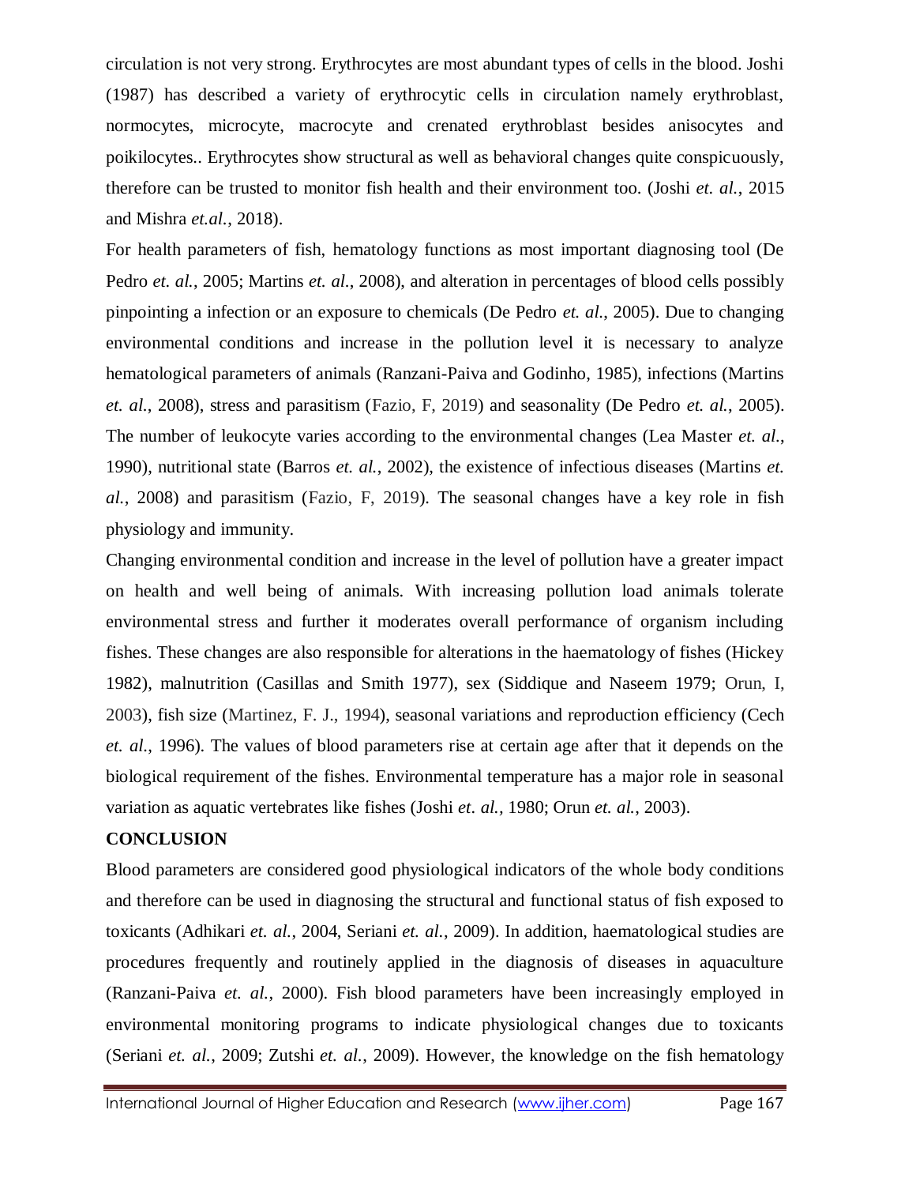circulation is not very strong. Erythrocytes are most abundant types of cells in the blood. Joshi (1987) has described a variety of erythrocytic cells in circulation namely erythroblast, normocytes, microcyte, macrocyte and crenated erythroblast besides anisocytes and poikilocytes.. Erythrocytes show structural as well as behavioral changes quite conspicuously, therefore can be trusted to monitor fish health and their environment too. (Joshi *et. al.*, 2015 and Mishra *et.al.*, 2018).

For health parameters of fish, hematology functions as most important diagnosing tool (De Pedro *et. al.*, 2005; Martins *et. al.*, 2008), and alteration in percentages of blood cells possibly pinpointing a infection or an exposure to chemicals (De Pedro *et. al.*, 2005). Due to changing environmental conditions and increase in the pollution level it is necessary to analyze hematological parameters of animals (Ranzani-Paiva and Godinho, 1985), infections (Martins *et. al.*, 2008), stress and parasitism (Fazio, F, 2019) and seasonality (De Pedro *et. al.*, 2005). The number of leukocyte varies according to the environmental changes (Lea Master *et. al.*, 1990), nutritional state (Barros *et. al.*, 2002), the existence of infectious diseases (Martins *et. al.*, 2008) and parasitism (Fazio, F, 2019). The seasonal changes have a key role in fish physiology and immunity.

Changing environmental condition and increase in the level of pollution have a greater impact on health and well being of animals. With increasing pollution load animals tolerate environmental stress and further it moderates overall performance of organism including fishes. These changes are also responsible for alterations in the haematology of fishes (Hickey 1982), malnutrition (Casillas and Smith 1977), sex (Siddique and Naseem 1979; Orun, I, 2003), fish size (Martinez, F. J., 1994), seasonal variations and reproduction efficiency (Cech *et. al.*, 1996). The values of blood parameters rise at certain age after that it depends on the biological requirement of the fishes. Environmental temperature has a major role in seasonal variation as aquatic vertebrates like fishes (Joshi *et. al.*, 1980; Orun *et. al.*, 2003).

**CONCLUSION**

Blood parameters are considered good physiological indicators of the whole body conditions and therefore can be used in diagnosing the structural and functional status of fish exposed to toxicants (Adhikari *et. al.*, 2004, Seriani *et. al.*, 2009). In addition, haematological studies are procedures frequently and routinely applied in the diagnosis of diseases in aquaculture (Ranzani-Paiva *et. al.*, 2000). Fish blood parameters have been increasingly employed in environmental monitoring programs to indicate physiological changes due to toxicants (Seriani *et. al.*, 2009; Zutshi *et. al.*, 2009). However, the knowledge on the fish hematology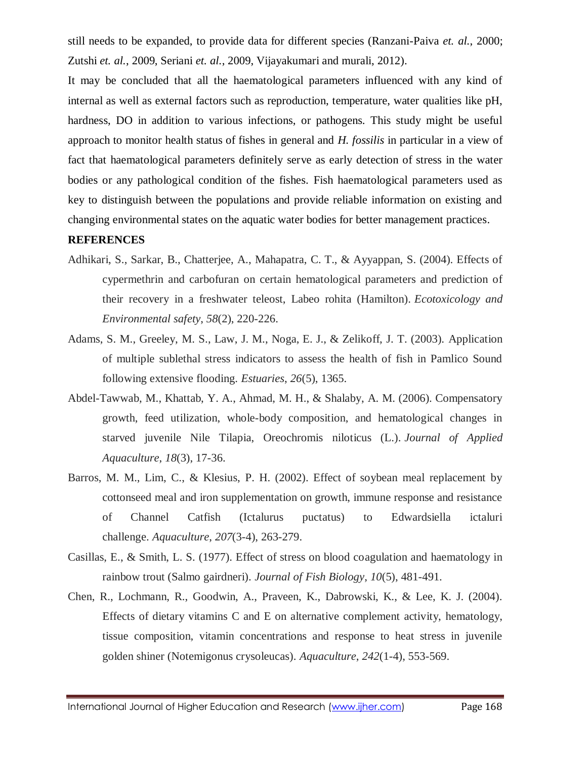still needs to be expanded, to provide data for different species (Ranzani-Paiva *et. al.*, 2000; Zutshi *et. al.*, 2009, Seriani *et. al.*, 2009, Vijayakumari and murali, 2012).

It may be concluded that all the haematological parameters influenced with any kind of internal as well as external factors such as reproduction, temperature, water qualities like pH, hardness, DO in addition to various infections, or pathogens. This study might be useful approach to monitor health status of fishes in general and *H. fossilis* in particular in a view of fact that haematological parameters definitely serve as early detection of stress in the water bodies or any pathological condition of the fishes. Fish haematological parameters used as key to distinguish between the populations and provide reliable information on existing and changing environmental states on the aquatic water bodies for better management practices.

**REFERENCES**

Adhikari, S., Sarkar, B., Chatterjee, A., Mahapatra, C. T., & Ayyappan, S. (2004). Effects of cypermethrin and carbofuran on certain hematological parameters and prediction of their recovery in a freshwater teleost, Labeo rohita (Hamilton). *Ecotoxicology and Environmental safety*, *58*(2), 220-226.

Adams, S. M., Greeley, M. S., Law, J. M., Noga, E. J., & Zelikoff, J. T. (2003). Application of multiple sublethal stress indicators to assess the health of fish in Pamlico Sound following extensive flooding. *Estuaries*, *26*(5), 1365.

Abdel-Tawwab, M., Khattab, Y. A., Ahmad, M. H., & Shalaby, A. M. (2006). Compensatory growth, feed utilization, whole-body composition, and hematological changes in starved juvenile Nile Tilapia, Oreochromis niloticus (L.). *Journal of Applied Aquaculture*, *18*(3), 17-36.

Barros, M. M., Lim, C., & Klesius, P. H. (2002). Effect of soybean meal replacement by cottonseed meal and iron supplementation on growth, immune response and resistance of Channel Catfish (Ictalurus puctatus) to Edwardsiella ictaluri challenge. *Aquaculture*, *207*(3-4), 263-279.

Casillas, E., & Smith, L. S. (1977). Effect of stress on blood coagulation and haematology in rainbow trout (Salmo gairdneri). *Journal of Fish Biology*, *10*(5), 481-491.

Chen, R., Lochmann, R., Goodwin, A., Praveen, K., Dabrowski, K., & Lee, K. J. (2004). Effects of dietary vitamins C and E on alternative complement activity, hematology, tissue composition, vitamin concentrations and response to heat stress in juvenile golden shiner (Notemigonus crysoleucas). *Aquaculture*, *242*(1-4), 553-569.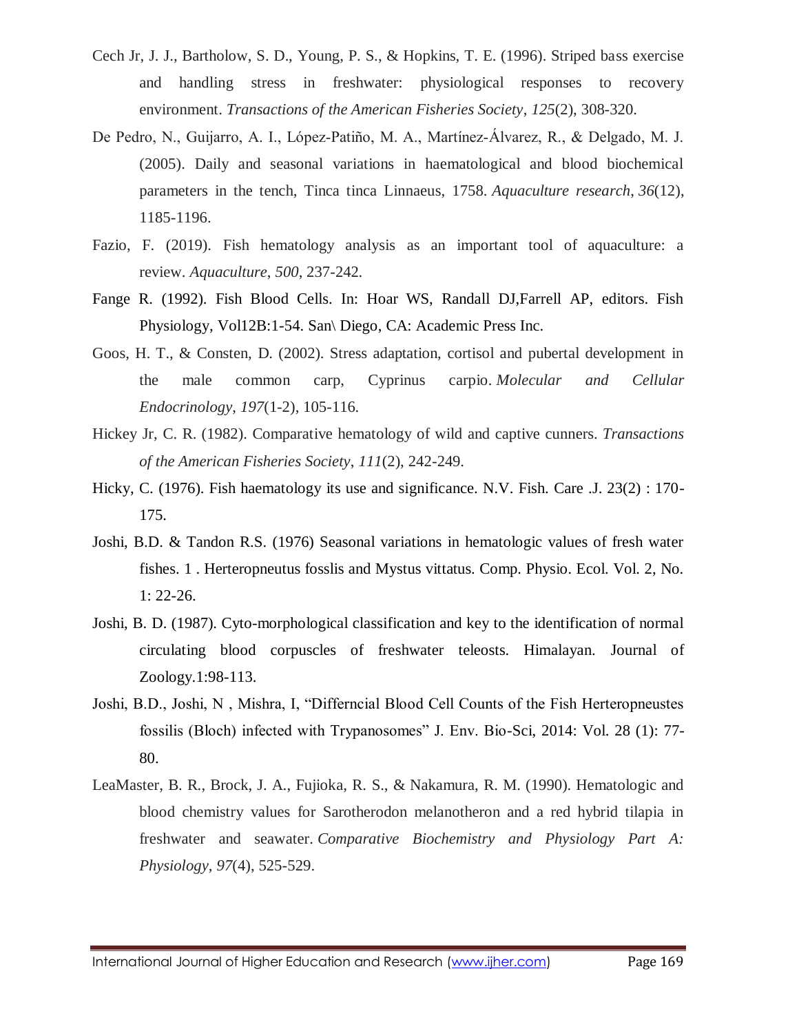Cech Jr, J. J., Bartholow, S. D., Young, P. S., & Hopkins, T. E. (1996). Striped bass exercise and handling stress in freshwater: physiological responses to recovery environment. *Transactions of the American Fisheries Society*, *125*(2), 308-320.

De Pedro, N., Guijarro, A. I., López-Patiño, M. A., Martínez-Álvarez, R., & Delgado, M. J. (2005). Daily and seasonal variations in haematological and blood biochemical parameters in the tench, Tinca tinca Linnaeus, 1758. *Aquaculture research*, *36*(12), 1185-1196.

Fazio, F. (2019). Fish hematology analysis as an important tool of aquaculture: a review. *Aquaculture*, *500*, 237-242.

Fange R. (1992). Fish Blood Cells. In: Hoar WS, Randall DJ,Farrell AP, editors. Fish Physiology, Vol12B:1-54. San\ Diego, CA: Academic Press Inc.

Goos, H. T., & Consten, D. (2002). Stress adaptation, cortisol and pubertal development in the male common carp, Cyprinus carpio. *Molecular and Cellular Endocrinology*, *197*(1-2), 105-116.

Hickey Jr, C. R. (1982). Comparative hematology of wild and captive cunners. *Transactions of the American Fisheries Society*, *111*(2), 242-249.

Hicky, C. (1976). Fish haematology its use and significance. N.V. Fish. Care .J. 23(2) : 170-175.

Joshi, B.D. & Tandon R.S. (1976) Seasonal variations in hematologic values of fresh water fishes. 1 . Herteropneutus fosslis and Mystus vittatus. Comp. Physio. Ecol. Vol. 2, No. 1: 22-26.

Joshi, B. D. (1987). Cyto-morphological classification and key to the identification of normal circulating blood corpuscles of freshwater teleosts. Himalayan. Journal of Zoology.1:98-113.

Joshi, B.D., Joshi, N , Mishra, I, "Differncial Blood Cell Counts of the Fish Herteropneustes fossilis (Bloch) infected with Trypanosomes" J. Env. Bio-Sci, 2014: Vol. 28 (1): 77-80.

LeaMaster, B. R., Brock, J. A., Fujioka, R. S., & Nakamura, R. M. (1990). Hematologic and blood chemistry values for Sarotherodon melanotheron and a red hybrid tilapia in freshwater and seawater. *Comparative Biochemistry and Physiology Part A: Physiology*, *97*(4), 525-529.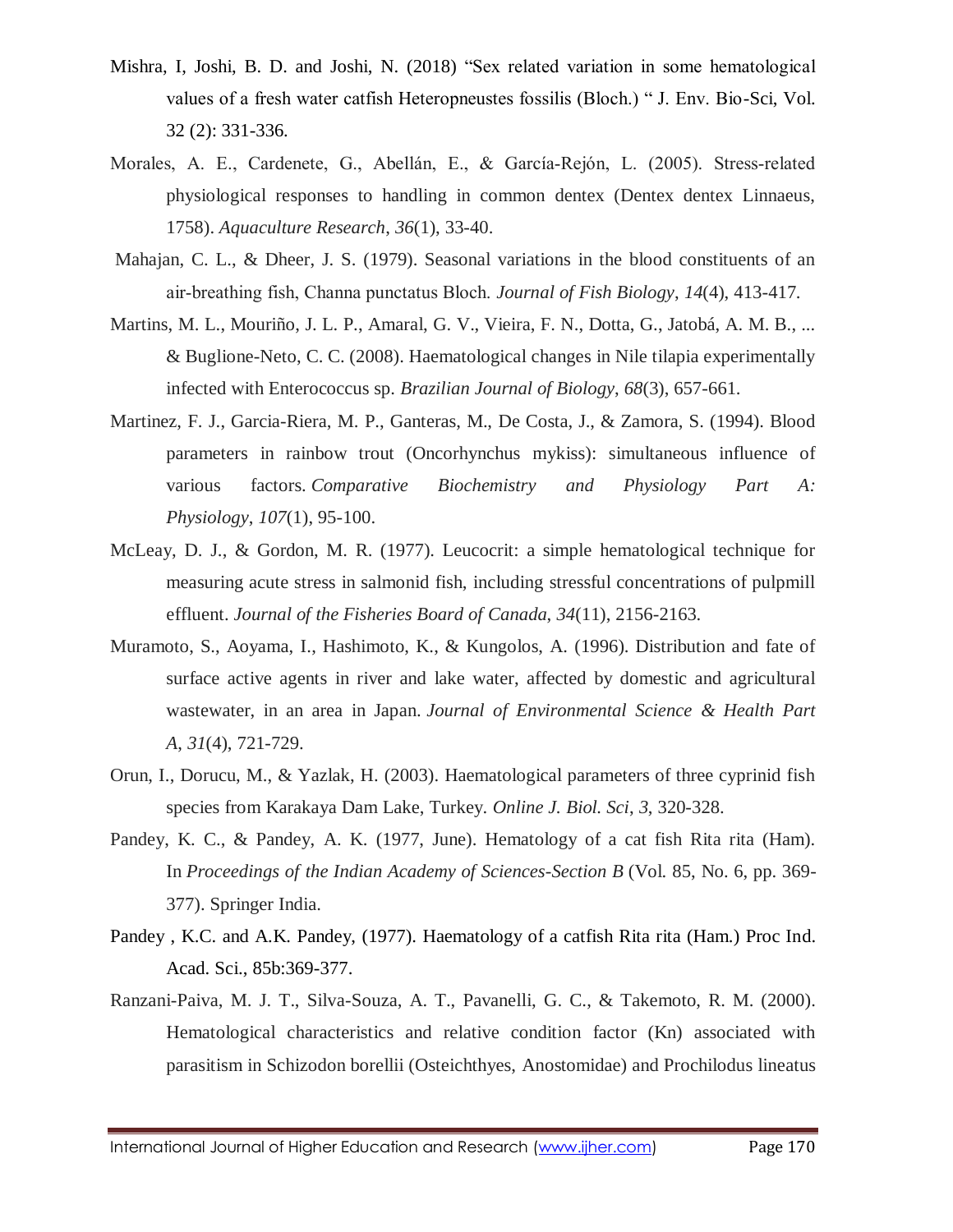Mishra, I, Joshi, B. D. and Joshi, N. (2018) "Sex related variation in some hematological values of a fresh water catfish Heteropneustes fossilis (Bloch.) " J. Env. Bio-Sci, Vol. 32 (2): 331-336.

Morales, A. E., Cardenete, G., Abellán, E., & García-Rejón, L. (2005). Stress-related physiological responses to handling in common dentex (Dentex dentex Linnaeus, 1758). *Aquaculture Research*, *36*(1), 33-40.

Mahajan, C. L., & Dheer, J. S. (1979). Seasonal variations in the blood constituents of an air-breathing fish, Channa punctatus Bloch. *Journal of Fish Biology*, *14*(4), 413-417.

Martins, M. L., Mouriño, J. L. P., Amaral, G. V., Vieira, F. N., Dotta, G., Jatobá, A. M. B., ... & Buglione-Neto, C. C. (2008). Haematological changes in Nile tilapia experimentally infected with Enterococcus sp. *Brazilian Journal of Biology*, *68*(3), 657-661.

Martinez, F. J., Garcia-Riera, M. P., Ganteras, M., De Costa, J., & Zamora, S. (1994). Blood parameters in rainbow trout (Oncorhynchus mykiss): simultaneous influence of various factors. *Comparative Biochemistry and Physiology Part A: Physiology*, *107*(1), 95-100.

McLeay, D. J., & Gordon, M. R. (1977). Leucocrit: a simple hematological technique for measuring acute stress in salmonid fish, including stressful concentrations of pulpmill effluent. *Journal of the Fisheries Board of Canada*, *34*(11), 2156-2163.

Muramoto, S., Aoyama, I., Hashimoto, K., & Kungolos, A. (1996). Distribution and fate of surface active agents in river and lake water, affected by domestic and agricultural wastewater, in an area in Japan. *Journal of Environmental Science & Health Part A*, *31*(4), 721-729.

Orun, I., Dorucu, M., & Yazlak, H. (2003). Haematological parameters of three cyprinid fish species from Karakaya Dam Lake, Turkey. *Online J. Biol. Sci*, *3*, 320-328.

Pandey, K. C., & Pandey, A. K. (1977, June). Hematology of a cat fish Rita rita (Ham). In *Proceedings of the Indian Academy of Sciences-Section B* (Vol. 85, No. 6, pp. 369-377). Springer India.

Pandey , K.C. and A.K. Pandey, (1977). Haematology of a catfish Rita rita (Ham.) Proc Ind. Acad. Sci., 85b:369-377.

Ranzani-Paiva, M. J. T., Silva-Souza, A. T., Pavanelli, G. C., & Takemoto, R. M. (2000). Hematological characteristics and relative condition factor (Kn) associated with parasitism in Schizodon borellii (Osteichthyes, Anostomidae) and Prochilodus lineatus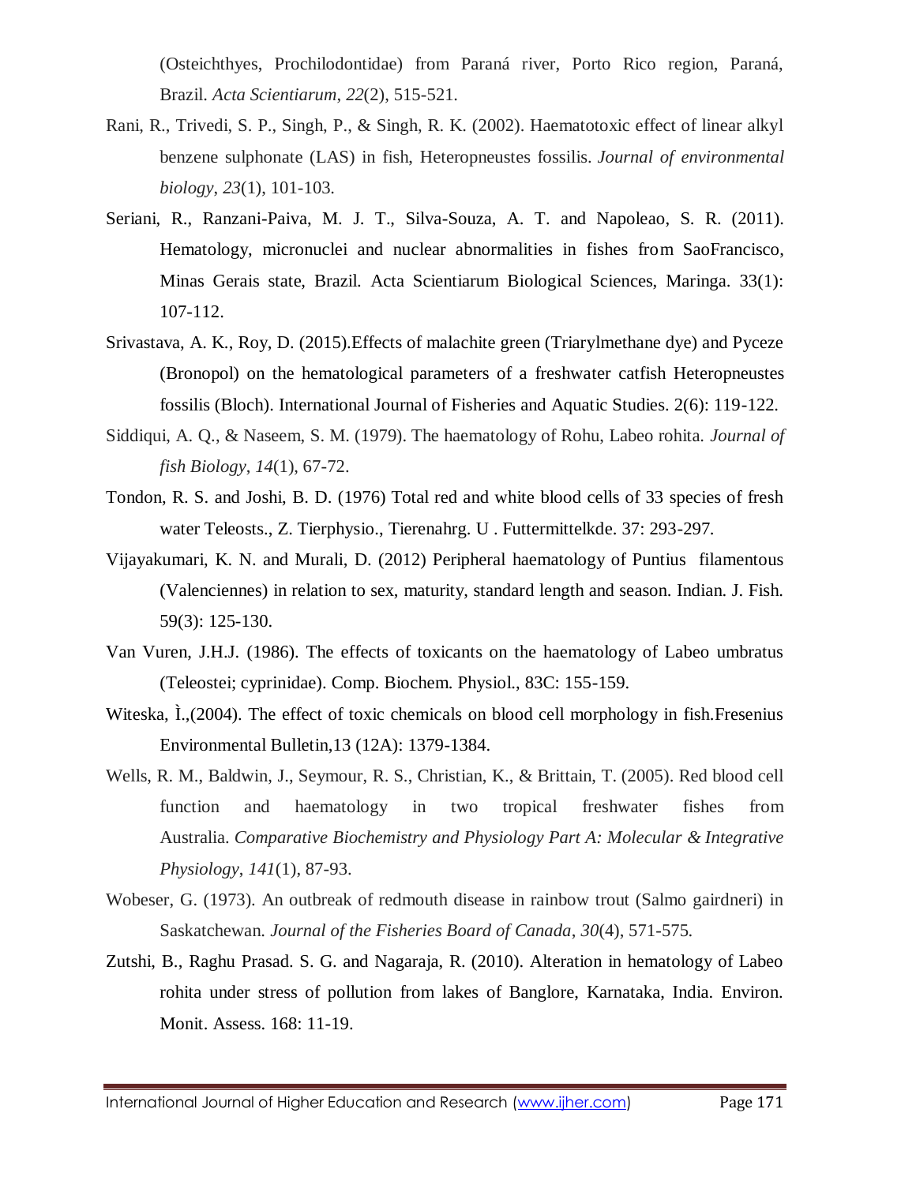(Osteichthyes, Prochilodontidae) from Paraná river, Porto Rico region, Paraná, Brazil. *Acta Scientiarum*, *22*(2), 515-521.

Rani, R., Trivedi, S. P., Singh, P., & Singh, R. K. (2002). Haematotoxic effect of linear alkyl benzene sulphonate (LAS) in fish, Heteropneustes fossilis. *Journal of environmental biology*, *23*(1), 101-103.

Seriani, R., Ranzani-Paiva, M. J. T., Silva-Souza, A. T. and Napoleao, S. R. (2011). Hematology, micronuclei and nuclear abnormalities in fishes from SaoFrancisco, Minas Gerais state, Brazil. Acta Scientiarum Biological Sciences, Maringa. 33(1): 107-112.

Srivastava, A. K., Roy, D. (2015).Effects of malachite green (Triarylmethane dye) and Pyceze (Bronopol) on the hematological parameters of a freshwater catfish Heteropneustes fossilis (Bloch). International Journal of Fisheries and Aquatic Studies. 2(6): 119-122.

Siddiqui, A. Q., & Naseem, S. M. (1979). The haematology of Rohu, Labeo rohita. *Journal of fish Biology*, *14*(1), 67-72.

Tondon, R. S. and Joshi, B. D. (1976) Total red and white blood cells of 33 species of fresh water Teleosts., Z. Tierphysio., Tierenahrg. U . Futtermittelkde. 37: 293-297.

Vijayakumari, K. N. and Murali, D. (2012) Peripheral haematology of Puntius filamentous (Valenciennes) in relation to sex, maturity, standard length and season. Indian. J. Fish. 59(3): 125-130.

Van Vuren, J.H.J. (1986). The effects of toxicants on the haematology of Labeo umbratus (Teleostei; cyprinidae). Comp. Biochem. Physiol., 83C: 155-159.

Witeska, Ì.,(2004). The effect of toxic chemicals on blood cell morphology in fish.Fresenius Environmental Bulletin,13 (12A): 1379-1384.

Wells, R. M., Baldwin, J., Seymour, R. S., Christian, K., & Brittain, T. (2005). Red blood cell function and haematology in two tropical freshwater fishes from Australia. *Comparative Biochemistry and Physiology Part A: Molecular & Integrative Physiology*, *141*(1), 87-93.

Wobeser, G. (1973). An outbreak of redmouth disease in rainbow trout (Salmo gairdneri) in Saskatchewan. *Journal of the Fisheries Board of Canada*, *30*(4), 571-575.

Zutshi, B., Raghu Prasad. S. G. and Nagaraja, R. (2010). Alteration in hematology of Labeo rohita under stress of pollution from lakes of Banglore, Karnataka, India. Environ. Monit. Assess. 168: 11-19.